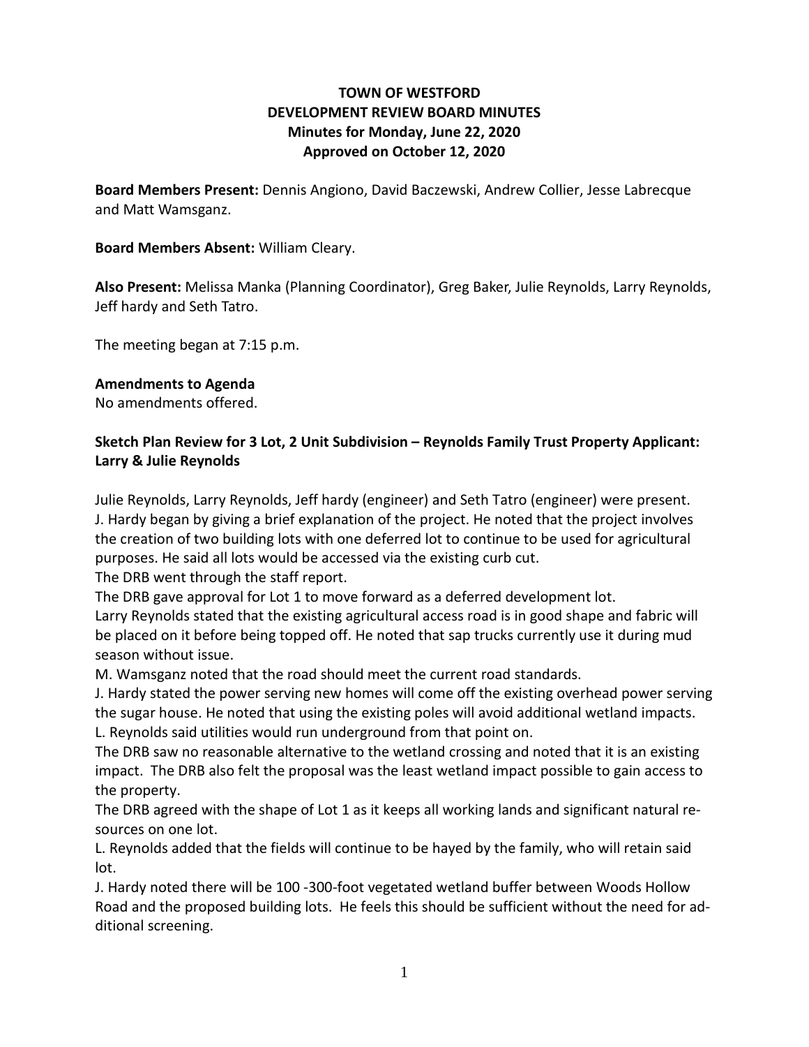**TOWN OF WESTFORD**
**DEVELOPMENT REVIEW BOARD MINUTES**
**Minutes for Monday, June 22, 2020**
**Approved on October 12, 2020**

**Board Members Present:** Dennis Angiono, David Baczewski, Andrew Collier, Jesse Labrecque and Matt Wamsganz.

**Board Members Absent:** William Cleary.

**Also Present:** Melissa Manka (Planning Coordinator), Greg Baker, Julie Reynolds, Larry Reynolds, Jeff hardy and Seth Tatro.

The meeting began at 7:15 p.m.

**Amendments to Agenda**
No amendments offered.

**Sketch Plan Review for 3 Lot, 2 Unit Subdivision – Reynolds Family Trust Property Applicant: Larry & Julie Reynolds**

Julie Reynolds, Larry Reynolds, Jeff hardy (engineer) and Seth Tatro (engineer) were present.
J. Hardy began by giving a brief explanation of the project. He noted that the project involves the creation of two building lots with one deferred lot to continue to be used for agricultural purposes. He said all lots would be accessed via the existing curb cut.
The DRB went through the staff report.
The DRB gave approval for Lot 1 to move forward as a deferred development lot.
Larry Reynolds stated that the existing agricultural access road is in good shape and fabric will be placed on it before being topped off. He noted that sap trucks currently use it during mud season without issue.
M. Wamsganz noted that the road should meet the current road standards.
J. Hardy stated the power serving new homes will come off the existing overhead power serving the sugar house. He noted that using the existing poles will avoid additional wetland impacts.
L. Reynolds said utilities would run underground from that point on.
The DRB saw no reasonable alternative to the wetland crossing and noted that it is an existing impact. The DRB also felt the proposal was the least wetland impact possible to gain access to the property.
The DRB agreed with the shape of Lot 1 as it keeps all working lands and significant natural resources on one lot.
L. Reynolds added that the fields will continue to be hayed by the family, who will retain said lot.
J. Hardy noted there will be 100 -300-foot vegetated wetland buffer between Woods Hollow Road and the proposed building lots. He feels this should be sufficient without the need for additional screening.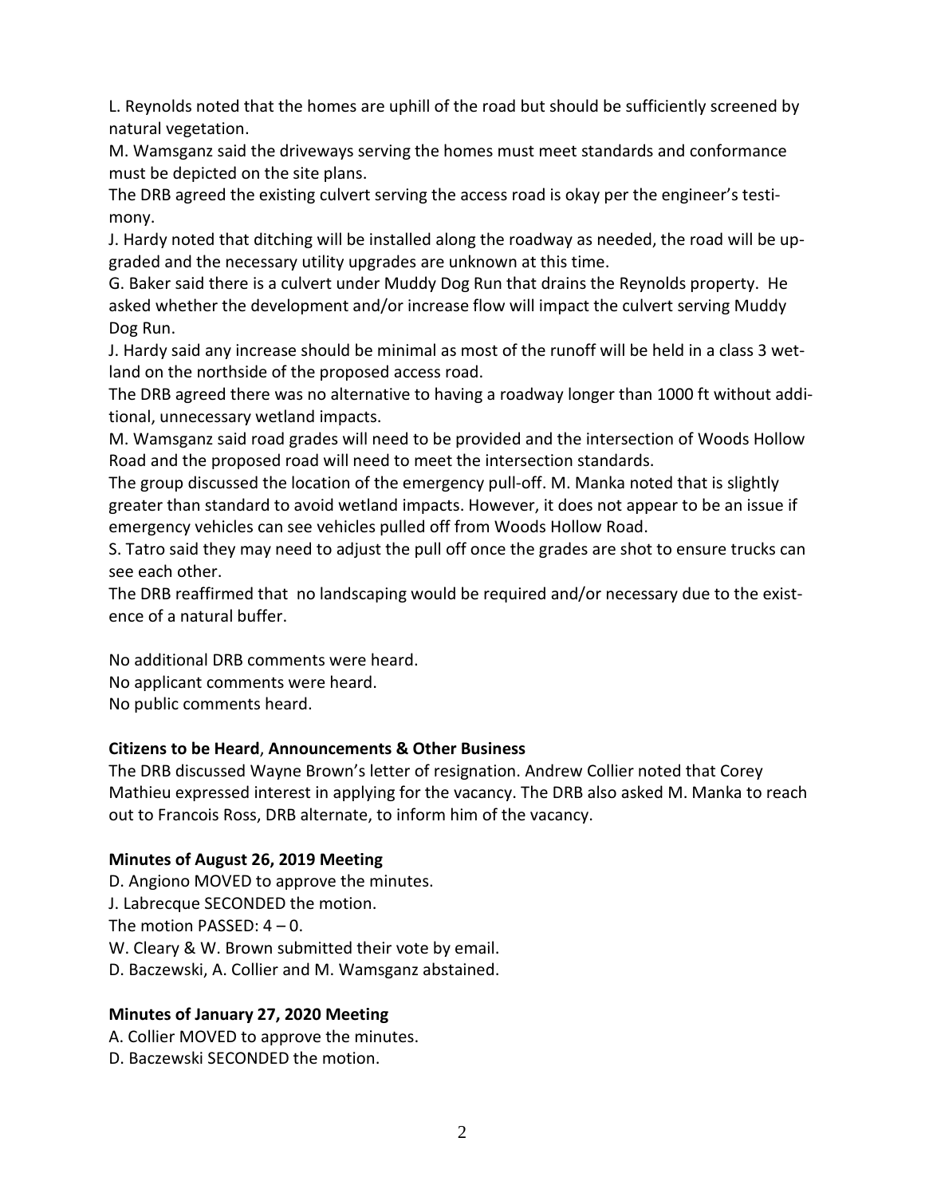L. Reynolds noted that the homes are uphill of the road but should be sufficiently screened by natural vegetation.

M. Wamsganz said the driveways serving the homes must meet standards and conformance must be depicted on the site plans.

The DRB agreed the existing culvert serving the access road is okay per the engineer's testimony.

J. Hardy noted that ditching will be installed along the roadway as needed, the road will be upgraded and the necessary utility upgrades are unknown at this time.

G. Baker said there is a culvert under Muddy Dog Run that drains the Reynolds property. He asked whether the development and/or increase flow will impact the culvert serving Muddy Dog Run.

J. Hardy said any increase should be minimal as most of the runoff will be held in a class 3 wetland on the northside of the proposed access road.

The DRB agreed there was no alternative to having a roadway longer than 1000 ft without additional, unnecessary wetland impacts.

M. Wamsganz said road grades will need to be provided and the intersection of Woods Hollow Road and the proposed road will need to meet the intersection standards.

The group discussed the location of the emergency pull-off. M. Manka noted that is slightly greater than standard to avoid wetland impacts. However, it does not appear to be an issue if emergency vehicles can see vehicles pulled off from Woods Hollow Road.

S. Tatro said they may need to adjust the pull off once the grades are shot to ensure trucks can see each other.

The DRB reaffirmed that no landscaping would be required and/or necessary due to the existence of a natural buffer.

No additional DRB comments were heard.
No applicant comments were heard.
No public comments heard.

**Citizens to be Heard**, **Announcements & Other Business**

The DRB discussed Wayne Brown's letter of resignation. Andrew Collier noted that Corey Mathieu expressed interest in applying for the vacancy. The DRB also asked M. Manka to reach out to Francois Ross, DRB alternate, to inform him of the vacancy.

**Minutes of August 26, 2019 Meeting**

D. Angiono MOVED to approve the minutes.
J. Labrecque SECONDED the motion.
The motion PASSED: 4 – 0.
W. Cleary & W. Brown submitted their vote by email.
D. Baczewski, A. Collier and M. Wamsganz abstained.

**Minutes of January 27, 2020 Meeting**

A. Collier MOVED to approve the minutes.
D. Baczewski SECONDED the motion.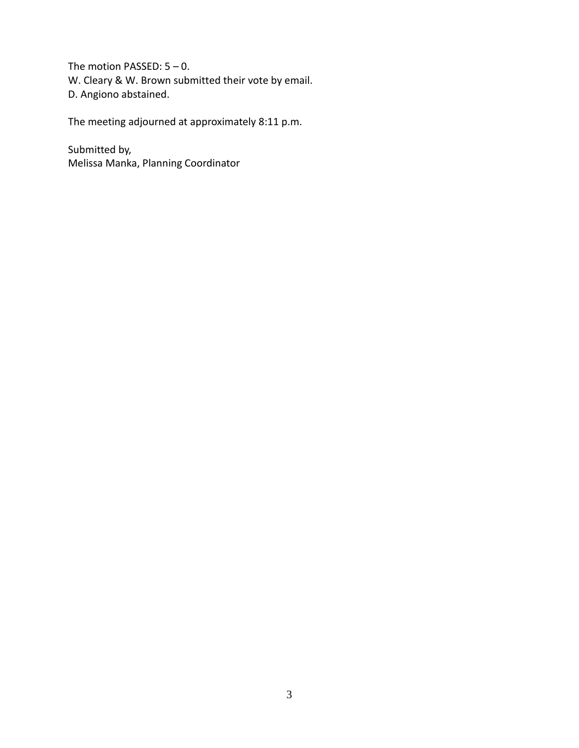The motion PASSED: 5 – 0.
W. Cleary & W. Brown submitted their vote by email.
D. Angiono abstained.

The meeting adjourned at approximately 8:11 p.m.

Submitted by,
Melissa Manka, Planning Coordinator